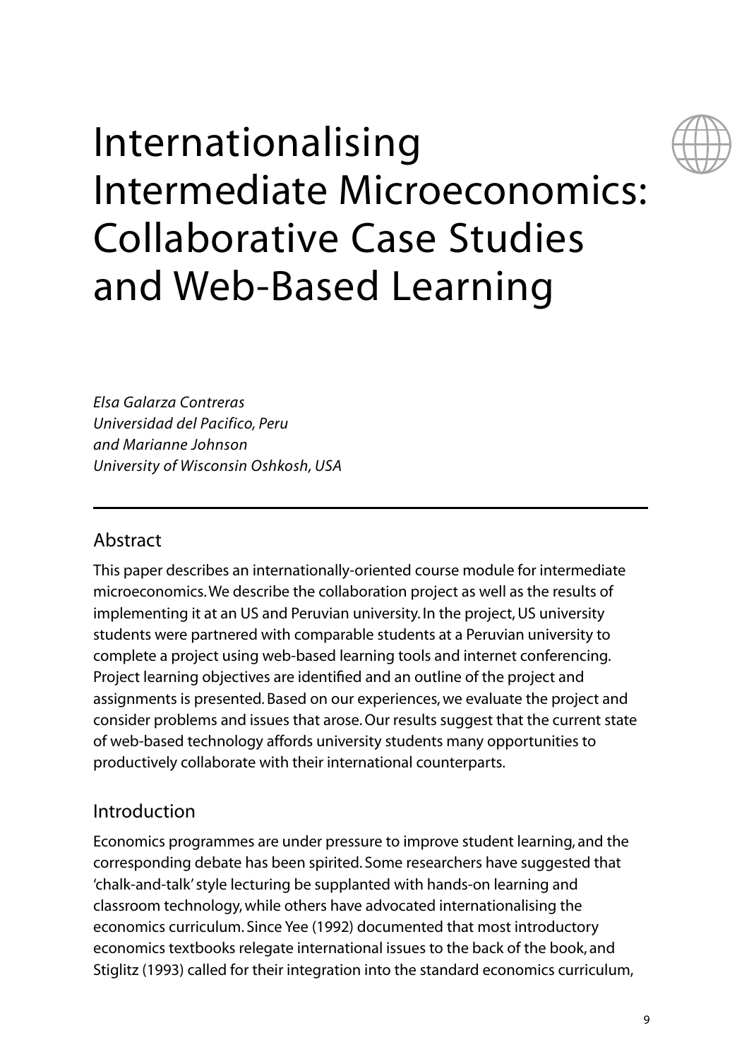# Internationalising Intermediate Microeconomics: Collaborative Case Studies and Web-Based Learning

*Elsa Galarza Contreras*
*Universidad del Pacifico, Peru*
*and Marianne Johnson*
*University of Wisconsin Oshkosh, USA*

## Abstract

This paper describes an internationally-oriented course module for intermediate microeconomics. We describe the collaboration project as well as the results of implementing it at an US and Peruvian university. In the project, US university students were partnered with comparable students at a Peruvian university to complete a project using web-based learning tools and internet conferencing. Project learning objectives are identified and an outline of the project and assignments is presented. Based on our experiences, we evaluate the project and consider problems and issues that arose. Our results suggest that the current state of web-based technology affords university students many opportunities to productively collaborate with their international counterparts.

## Introduction

Economics programmes are under pressure to improve student learning, and the corresponding debate has been spirited. Some researchers have suggested that 'chalk-and-talk' style lecturing be supplanted with hands-on learning and classroom technology, while others have advocated internationalising the economics curriculum. Since Yee (1992) documented that most introductory economics textbooks relegate international issues to the back of the book, and Stiglitz (1993) called for their integration into the standard economics curriculum,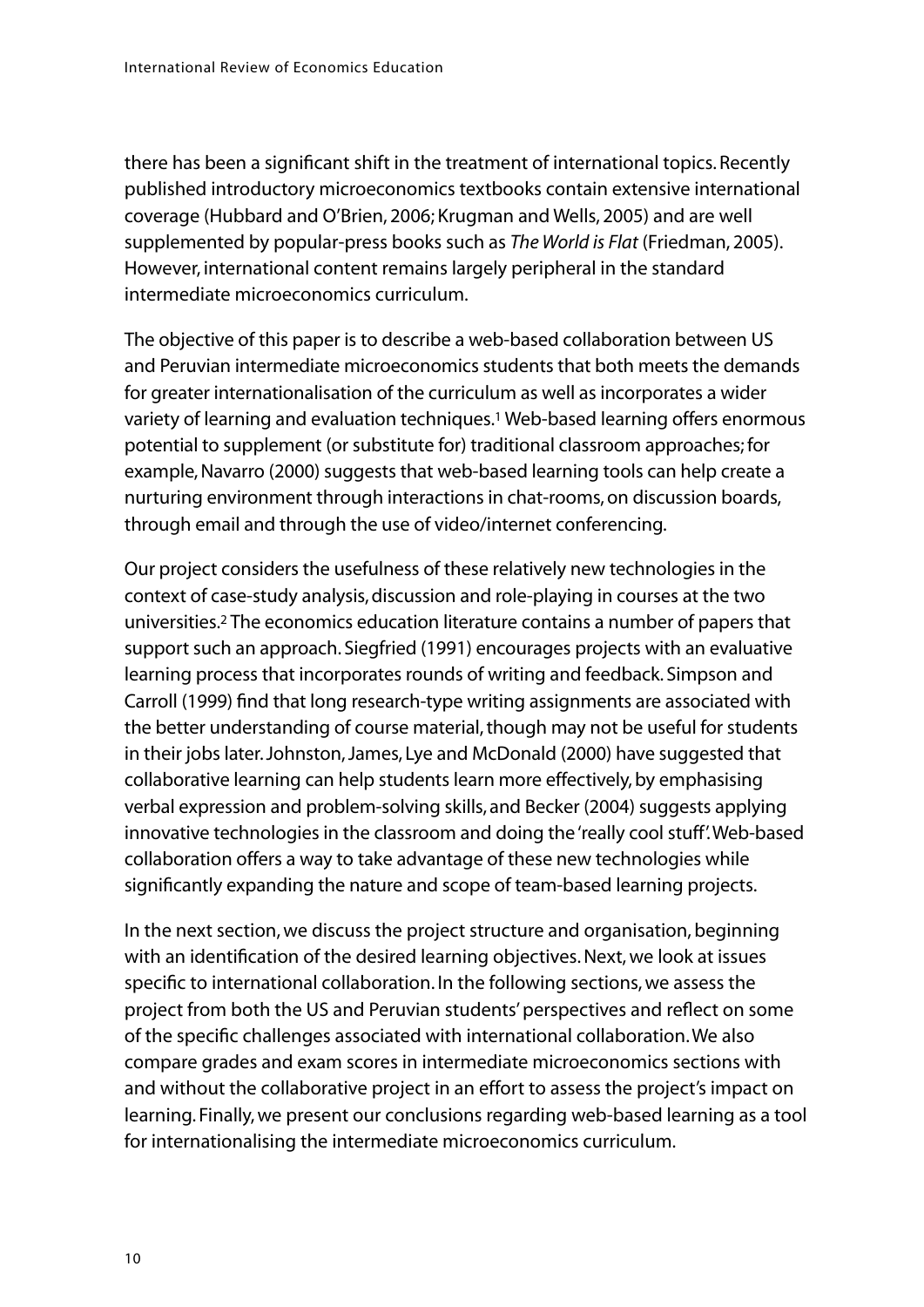there has been a significant shift in the treatment of international topics. Recently published introductory microeconomics textbooks contain extensive international coverage (Hubbard and O'Brien, 2006; Krugman and Wells, 2005) and are well supplemented by popular-press books such as *The World is Flat* (Friedman, 2005). However, international content remains largely peripheral in the standard intermediate microeconomics curriculum.

The objective of this paper is to describe a web-based collaboration between US and Peruvian intermediate microeconomics students that both meets the demands for greater internationalisation of the curriculum as well as incorporates a wider variety of learning and evaluation techniques.[1] Web-based learning offers enormous potential to supplement (or substitute for) traditional classroom approaches; for example, Navarro (2000) suggests that web-based learning tools can help create a nurturing environment through interactions in chat-rooms, on discussion boards, through email and through the use of video/internet conferencing.

Our project considers the usefulness of these relatively new technologies in the context of case-study analysis, discussion and role-playing in courses at the two universities.[2] The economics education literature contains a number of papers that support such an approach. Siegfried (1991) encourages projects with an evaluative learning process that incorporates rounds of writing and feedback. Simpson and Carroll (1999) find that long research-type writing assignments are associated with the better understanding of course material, though may not be useful for students in their jobs later. Johnston, James, Lye and McDonald (2000) have suggested that collaborative learning can help students learn more effectively, by emphasising verbal expression and problem-solving skills, and Becker (2004) suggests applying innovative technologies in the classroom and doing the 'really cool stuff'. Web-based collaboration offers a way to take advantage of these new technologies while significantly expanding the nature and scope of team-based learning projects.

In the next section, we discuss the project structure and organisation, beginning with an identification of the desired learning objectives. Next, we look at issues specific to international collaboration. In the following sections, we assess the project from both the US and Peruvian students' perspectives and reflect on some of the specific challenges associated with international collaboration. We also compare grades and exam scores in intermediate microeconomics sections with and without the collaborative project in an effort to assess the project's impact on learning. Finally, we present our conclusions regarding web-based learning as a tool for internationalising the intermediate microeconomics curriculum.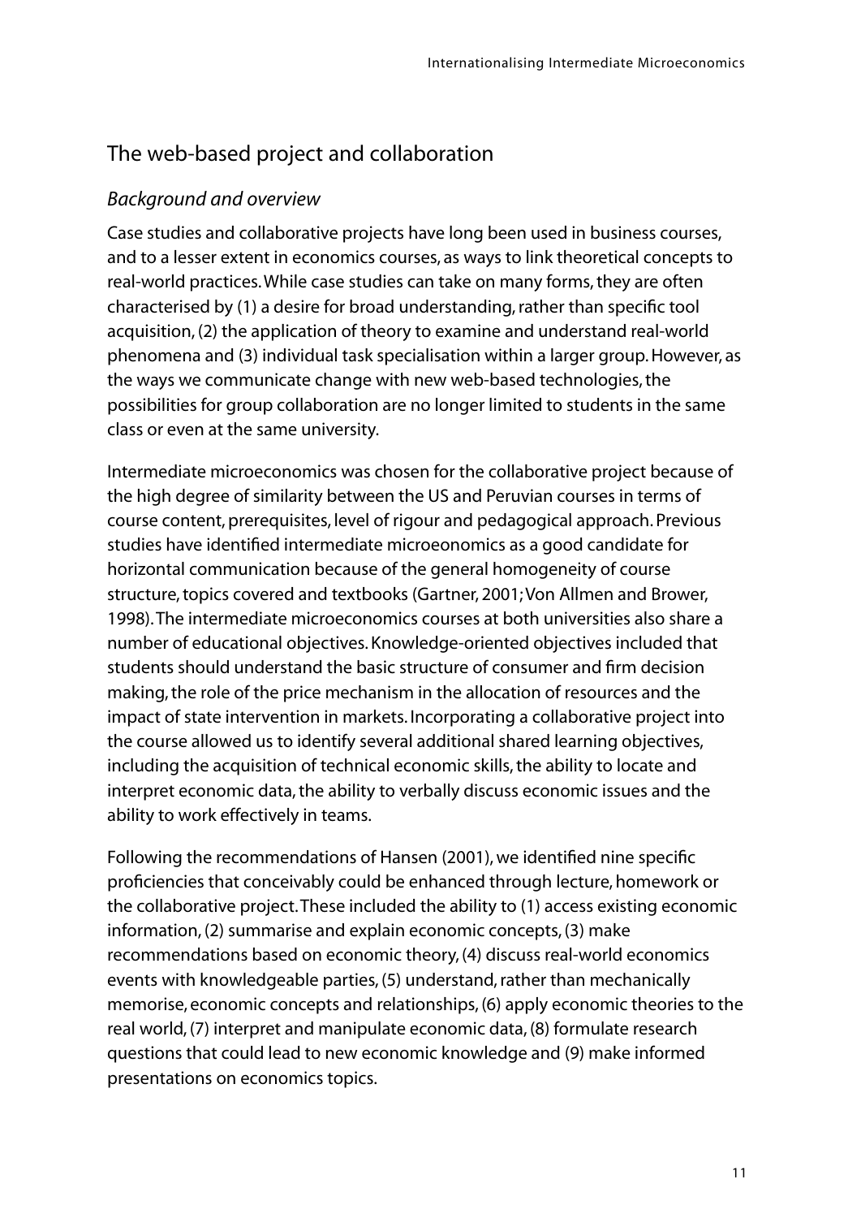## The web-based project and collaboration

### *Background and overview*

Case studies and collaborative projects have long been used in business courses, and to a lesser extent in economics courses, as ways to link theoretical concepts to real-world practices. While case studies can take on many forms, they are often characterised by (1) a desire for broad understanding, rather than specific tool acquisition, (2) the application of theory to examine and understand real-world phenomena and (3) individual task specialisation within a larger group. However, as the ways we communicate change with new web-based technologies, the possibilities for group collaboration are no longer limited to students in the same class or even at the same university.

Intermediate microeconomics was chosen for the collaborative project because of the high degree of similarity between the US and Peruvian courses in terms of course content, prerequisites, level of rigour and pedagogical approach. Previous studies have identified intermediate microeonomics as a good candidate for horizontal communication because of the general homogeneity of course structure, topics covered and textbooks (Gartner, 2001; Von Allmen and Brower, 1998). The intermediate microeconomics courses at both universities also share a number of educational objectives. Knowledge-oriented objectives included that students should understand the basic structure of consumer and firm decision making, the role of the price mechanism in the allocation of resources and the impact of state intervention in markets. Incorporating a collaborative project into the course allowed us to identify several additional shared learning objectives, including the acquisition of technical economic skills, the ability to locate and interpret economic data, the ability to verbally discuss economic issues and the ability to work effectively in teams.

Following the recommendations of Hansen (2001), we identified nine specific proficiencies that conceivably could be enhanced through lecture, homework or the collaborative project. These included the ability to (1) access existing economic information, (2) summarise and explain economic concepts, (3) make recommendations based on economic theory, (4) discuss real-world economics events with knowledgeable parties, (5) understand, rather than mechanically memorise, economic concepts and relationships, (6) apply economic theories to the real world, (7) interpret and manipulate economic data, (8) formulate research questions that could lead to new economic knowledge and (9) make informed presentations on economics topics.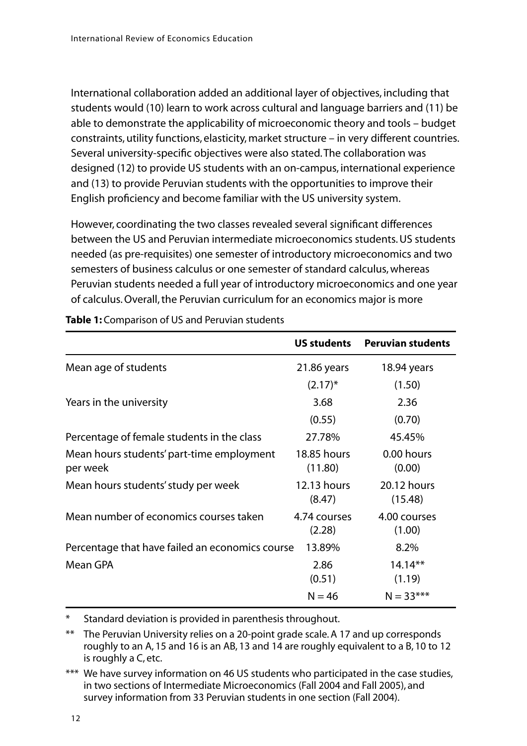International collaboration added an additional layer of objectives, including that students would (10) learn to work across cultural and language barriers and (11) be able to demonstrate the applicability of microeconomic theory and tools – budget constraints, utility functions, elasticity, market structure – in very different countries. Several university-specific objectives were also stated. The collaboration was designed (12) to provide US students with an on-campus, international experience and (13) to provide Peruvian students with the opportunities to improve their English proficiency and become familiar with the US university system.

However, coordinating the two classes revealed several significant differences between the US and Peruvian intermediate microeconomics students. US students needed (as pre-requisites) one semester of introductory microeconomics and two semesters of business calculus or one semester of standard calculus, whereas Peruvian students needed a full year of introductory microeconomics and one year of calculus. Overall, the Peruvian curriculum for an economics major is more

**Table 1:** Comparison of US and Peruvian students

| | **US students** | **Peruvian students** |
|---|---|---|
| Mean age of students | 21.86 years (2.17)* | 18.94 years (1.50) |
| Years in the university | 3.68 (0.55) | 2.36 (0.70) |
| Percentage of female students in the class | 27.78% | 45.45% |
| Mean hours students' part-time employment per week | 18.85 hours (11.80) | 0.00 hours (0.00) |
| Mean hours students' study per week | 12.13 hours (8.47) | 20.12 hours (15.48) |
| Mean number of economics courses taken | 4.74 courses (2.28) | 4.00 courses (1.00) |
| Percentage that have failed an economics course | 13.89% | 8.2% |
| Mean GPA | 2.86 (0.51) | 14.14** (1.19) |
| | N = 46 | N = 33*** |

\* Standard deviation is provided in parenthesis throughout.

\*\* The Peruvian University relies on a 20-point grade scale. A 17 and up corresponds roughly to an A, 15 and 16 is an AB, 13 and 14 are roughly equivalent to a B, 10 to 12 is roughly a C, etc.

\*\*\* We have survey information on 46 US students who participated in the case studies, in two sections of Intermediate Microeconomics (Fall 2004 and Fall 2005), and survey information from 33 Peruvian students in one section (Fall 2004).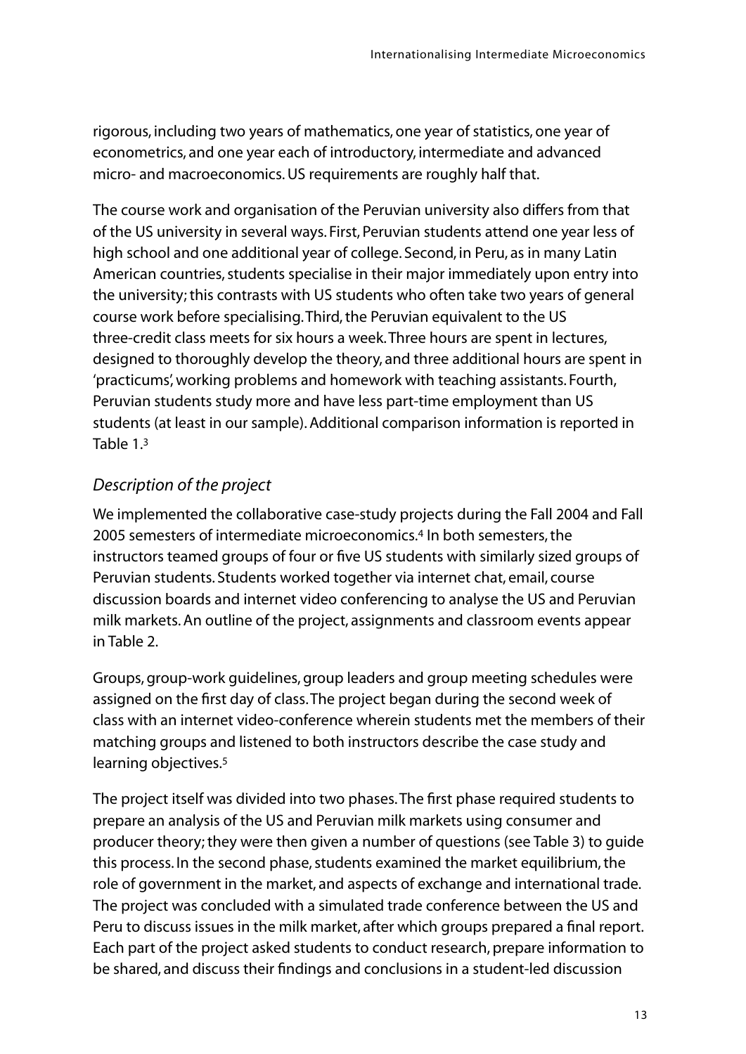rigorous, including two years of mathematics, one year of statistics, one year of econometrics, and one year each of introductory, intermediate and advanced micro- and macroeconomics. US requirements are roughly half that.

The course work and organisation of the Peruvian university also differs from that of the US university in several ways. First, Peruvian students attend one year less of high school and one additional year of college. Second, in Peru, as in many Latin American countries, students specialise in their major immediately upon entry into the university; this contrasts with US students who often take two years of general course work before specialising. Third, the Peruvian equivalent to the US three-credit class meets for six hours a week. Three hours are spent in lectures, designed to thoroughly develop the theory, and three additional hours are spent in 'practicums', working problems and homework with teaching assistants. Fourth, Peruvian students study more and have less part-time employment than US students (at least in our sample). Additional comparison information is reported in Table 1.[3]

### *Description of the project*

We implemented the collaborative case-study projects during the Fall 2004 and Fall 2005 semesters of intermediate microeconomics.[4] In both semesters, the instructors teamed groups of four or five US students with similarly sized groups of Peruvian students. Students worked together via internet chat, email, course discussion boards and internet video conferencing to analyse the US and Peruvian milk markets. An outline of the project, assignments and classroom events appear in Table 2.

Groups, group-work guidelines, group leaders and group meeting schedules were assigned on the first day of class. The project began during the second week of class with an internet video-conference wherein students met the members of their matching groups and listened to both instructors describe the case study and learning objectives.[5]

The project itself was divided into two phases. The first phase required students to prepare an analysis of the US and Peruvian milk markets using consumer and producer theory; they were then given a number of questions (see Table 3) to guide this process. In the second phase, students examined the market equilibrium, the role of government in the market, and aspects of exchange and international trade. The project was concluded with a simulated trade conference between the US and Peru to discuss issues in the milk market, after which groups prepared a final report. Each part of the project asked students to conduct research, prepare information to be shared, and discuss their findings and conclusions in a student-led discussion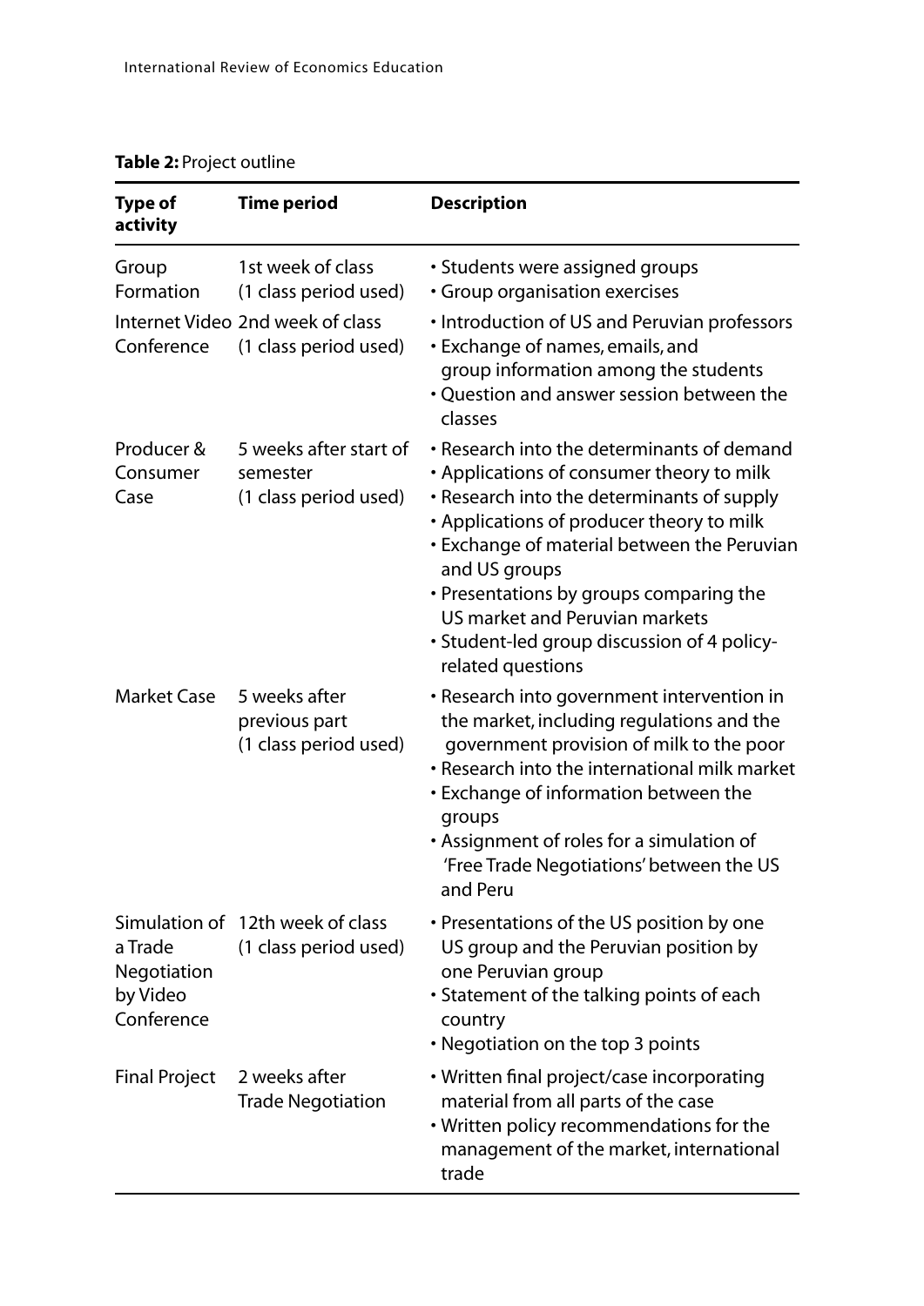**Table 2:** Project outline

| Type of activity | Time period | Description |
|---|---|---|
| Group Formation | 1st week of class (1 class period used) | • Students were assigned groups<br>• Group organisation exercises |
| Internet Video Conference | 2nd week of class (1 class period used) | • Introduction of US and Peruvian professors<br>• Exchange of names, emails, and group information among the students<br>• Question and answer session between the classes |
| Producer & Consumer Case | 5 weeks after start of semester (1 class period used) | • Research into the determinants of demand<br>• Applications of consumer theory to milk<br>• Research into the determinants of supply<br>• Applications of producer theory to milk<br>• Exchange of material between the Peruvian and US groups<br>• Presentations by groups comparing the US market and Peruvian markets<br>• Student-led group discussion of 4 policy-related questions |
| Market Case | 5 weeks after previous part (1 class period used) | • Research into government intervention in the market, including regulations and the government provision of milk to the poor<br>• Research into the international milk market<br>• Exchange of information between the groups<br>• Assignment of roles for a simulation of 'Free Trade Negotiations' between the US and Peru |
| Simulation of a Trade Negotiation by Video Conference | 12th week of class (1 class period used) | • Presentations of the US position by one US group and the Peruvian position by one Peruvian group<br>• Statement of the talking points of each country<br>• Negotiation on the top 3 points |
| Final Project | 2 weeks after Trade Negotiation | • Written final project/case incorporating material from all parts of the case<br>• Written policy recommendations for the management of the market, international trade |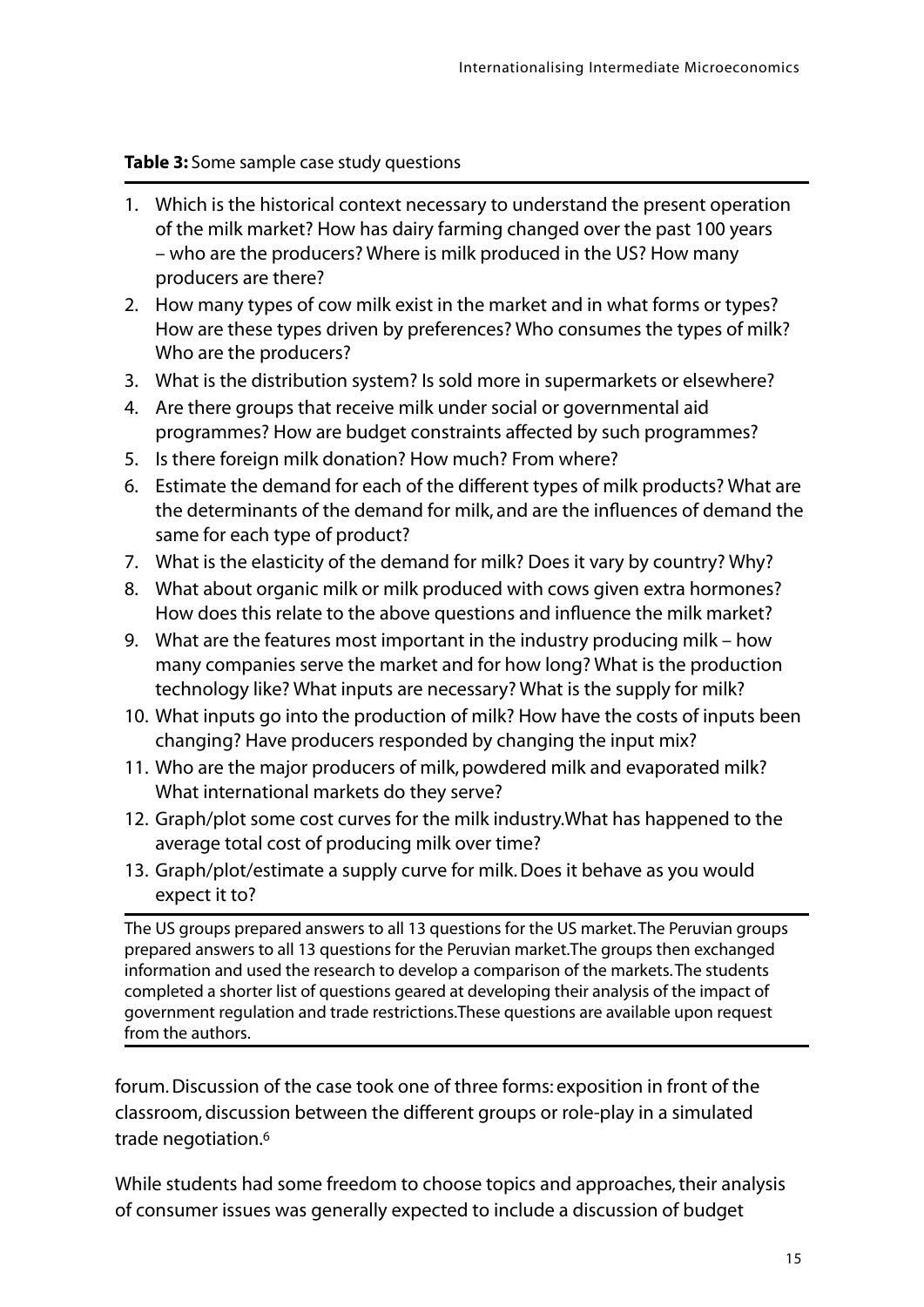**Table 3:** Some sample case study questions

1. Which is the historical context necessary to understand the present operation of the milk market? How has dairy farming changed over the past 100 years – who are the producers? Where is milk produced in the US? How many producers are there?
2. How many types of cow milk exist in the market and in what forms or types? How are these types driven by preferences? Who consumes the types of milk? Who are the producers?
3. What is the distribution system? Is sold more in supermarkets or elsewhere?
4. Are there groups that receive milk under social or governmental aid programmes? How are budget constraints affected by such programmes?
5. Is there foreign milk donation? How much? From where?
6. Estimate the demand for each of the different types of milk products? What are the determinants of the demand for milk, and are the influences of demand the same for each type of product?
7. What is the elasticity of the demand for milk? Does it vary by country? Why?
8. What about organic milk or milk produced with cows given extra hormones? How does this relate to the above questions and influence the milk market?
9. What are the features most important in the industry producing milk – how many companies serve the market and for how long? What is the production technology like? What inputs are necessary? What is the supply for milk?
10. What inputs go into the production of milk? How have the costs of inputs been changing? Have producers responded by changing the input mix?
11. Who are the major producers of milk, powdered milk and evaporated milk? What international markets do they serve?
12. Graph/plot some cost curves for the milk industry. What has happened to the average total cost of producing milk over time?
13. Graph/plot/estimate a supply curve for milk. Does it behave as you would expect it to?

The US groups prepared answers to all 13 questions for the US market. The Peruvian groups prepared answers to all 13 questions for the Peruvian market. The groups then exchanged information and used the research to develop a comparison of the markets. The students completed a shorter list of questions geared at developing their analysis of the impact of government regulation and trade restrictions. These questions are available upon request from the authors.

forum. Discussion of the case took one of three forms: exposition in front of the classroom, discussion between the different groups or role-play in a simulated trade negotiation.[6]

While students had some freedom to choose topics and approaches, their analysis of consumer issues was generally expected to include a discussion of budget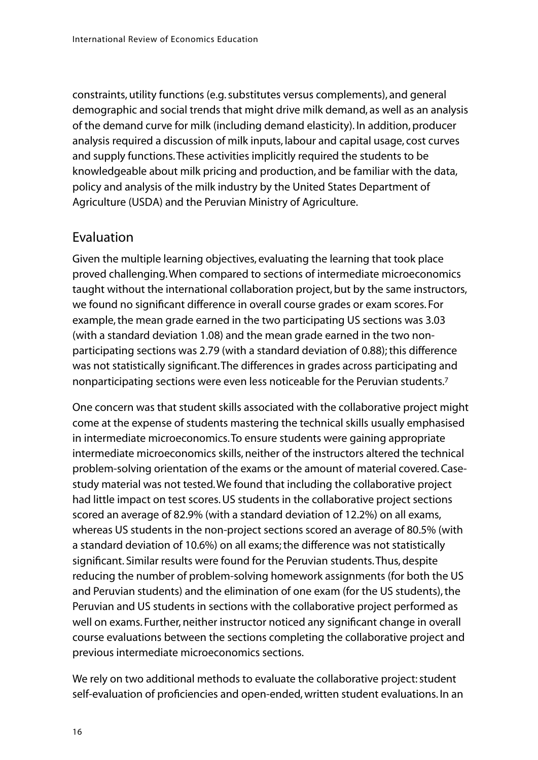constraints, utility functions (e.g. substitutes versus complements), and general demographic and social trends that might drive milk demand, as well as an analysis of the demand curve for milk (including demand elasticity). In addition, producer analysis required a discussion of milk inputs, labour and capital usage, cost curves and supply functions. These activities implicitly required the students to be knowledgeable about milk pricing and production, and be familiar with the data, policy and analysis of the milk industry by the United States Department of Agriculture (USDA) and the Peruvian Ministry of Agriculture.

## Evaluation

Given the multiple learning objectives, evaluating the learning that took place proved challenging. When compared to sections of intermediate microeconomics taught without the international collaboration project, but by the same instructors, we found no significant difference in overall course grades or exam scores. For example, the mean grade earned in the two participating US sections was 3.03 (with a standard deviation 1.08) and the mean grade earned in the two non-participating sections was 2.79 (with a standard deviation of 0.88); this difference was not statistically significant. The differences in grades across participating and nonparticipating sections were even less noticeable for the Peruvian students.[7]

One concern was that student skills associated with the collaborative project might come at the expense of students mastering the technical skills usually emphasised in intermediate microeconomics. To ensure students were gaining appropriate intermediate microeconomics skills, neither of the instructors altered the technical problem-solving orientation of the exams or the amount of material covered. Case-study material was not tested. We found that including the collaborative project had little impact on test scores. US students in the collaborative project sections scored an average of 82.9% (with a standard deviation of 12.2%) on all exams, whereas US students in the non-project sections scored an average of 80.5% (with a standard deviation of 10.6%) on all exams; the difference was not statistically significant. Similar results were found for the Peruvian students. Thus, despite reducing the number of problem-solving homework assignments (for both the US and Peruvian students) and the elimination of one exam (for the US students), the Peruvian and US students in sections with the collaborative project performed as well on exams. Further, neither instructor noticed any significant change in overall course evaluations between the sections completing the collaborative project and previous intermediate microeconomics sections.

We rely on two additional methods to evaluate the collaborative project: student self-evaluation of proficiencies and open-ended, written student evaluations. In an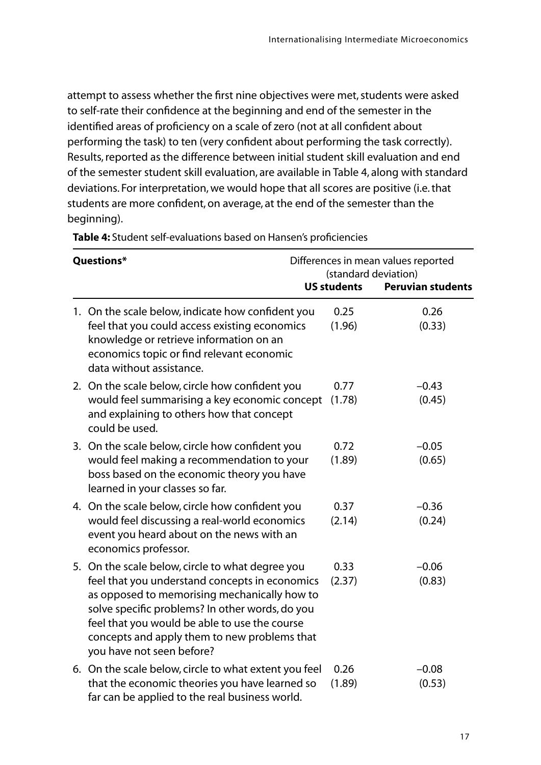attempt to assess whether the first nine objectives were met, students were asked to self-rate their confidence at the beginning and end of the semester in the identified areas of proficiency on a scale of zero (not at all confident about performing the task) to ten (very confident about performing the task correctly). Results, reported as the difference between initial student skill evaluation and end of the semester student skill evaluation, are available in Table 4, along with standard deviations. For interpretation, we would hope that all scores are positive (i.e. that students are more confident, on average, at the end of the semester than the beginning).

**Table 4:** Student self-evaluations based on Hansen's proficiencies

| **Questions*** | Differences in mean values reported (standard deviation) | |
|---|---|---|
| | **US students** | **Peruvian students** |
| 1. On the scale below, indicate how confident you feel that you could access existing economics knowledge or retrieve information on an economics topic or find relevant economic data without assistance. | 0.25 (1.96) | 0.26 (0.33) |
| 2. On the scale below, circle how confident you would feel summarising a key economic concept and explaining to others how that concept could be used. | 0.77 (1.78) | −0.43 (0.45) |
| 3. On the scale below, circle how confident you would feel making a recommendation to your boss based on the economic theory you have learned in your classes so far. | 0.72 (1.89) | −0.05 (0.65) |
| 4. On the scale below, circle how confident you would feel discussing a real-world economics event you heard about on the news with an economics professor. | 0.37 (2.14) | −0.36 (0.24) |
| 5. On the scale below, circle to what degree you feel that you understand concepts in economics as opposed to memorising mechanically how to solve specific problems? In other words, do you feel that you would be able to use the course concepts and apply them to new problems that you have not seen before? | 0.33 (2.37) | −0.06 (0.83) |
| 6. On the scale below, circle to what extent you feel that the economic theories you have learned so far can be applied to the real business world. | 0.26 (1.89) | −0.08 (0.53) |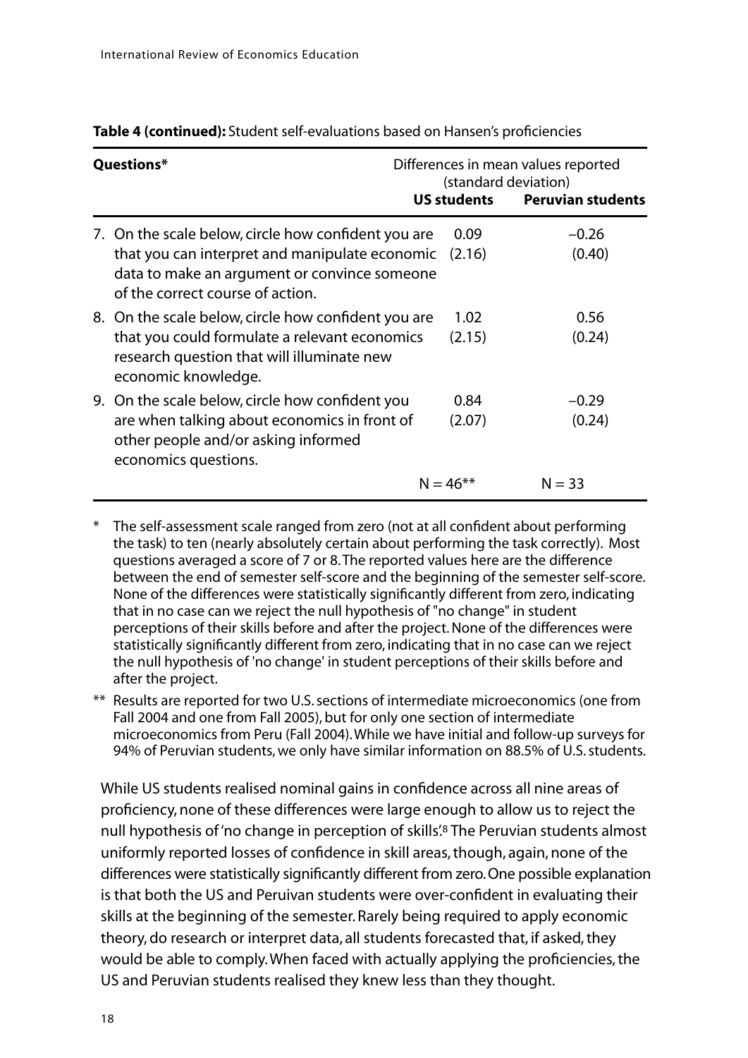**Table 4 (continued):** Student self-evaluations based on Hansen's proficiencies

| Questions* | Differences in mean values reported (standard deviation) | |
|---|---|---|
| | **US students** | **Peruvian students** |
| 7. On the scale below, circle how confident you are that you can interpret and manipulate economic data to make an argument or convince someone of the correct course of action. | 0.09 (2.16) | −0.26 (0.40) |
| 8. On the scale below, circle how confident you are that you could formulate a relevant economics research question that will illuminate new economic knowledge. | 1.02 (2.15) | 0.56 (0.24) |
| 9. On the scale below, circle how confident you are when talking about economics in front of other people and/or asking informed economics questions. | 0.84 (2.07) | −0.29 (0.24) |
| | N = 46** | N = 33 |

\* The self-assessment scale ranged from zero (not at all confident about performing the task) to ten (nearly absolutely certain about performing the task correctly). Most questions averaged a score of 7 or 8. The reported values here are the difference between the end of semester self-score and the beginning of the semester self-score. None of the differences were statistically significantly different from zero, indicating that in no case can we reject the null hypothesis of "no change" in student perceptions of their skills before and after the project. None of the differences were statistically significantly different from zero, indicating that in no case can we reject the null hypothesis of 'no change' in student perceptions of their skills before and after the project.

\*\* Results are reported for two U.S. sections of intermediate microeconomics (one from Fall 2004 and one from Fall 2005), but for only one section of intermediate microeconomics from Peru (Fall 2004). While we have initial and follow-up surveys for 94% of Peruvian students, we only have similar information on 88.5% of U.S. students.

While US students realised nominal gains in confidence across all nine areas of proficiency, none of these differences were large enough to allow us to reject the null hypothesis of 'no change in perception of skills'.[8] The Peruvian students almost uniformly reported losses of confidence in skill areas, though, again, none of the differences were statistically significantly different from zero. One possible explanation is that both the US and Peruivan students were over-confident in evaluating their skills at the beginning of the semester. Rarely being required to apply economic theory, do research or interpret data, all students forecasted that, if asked, they would be able to comply. When faced with actually applying the proficiencies, the US and Peruvian students realised they knew less than they thought.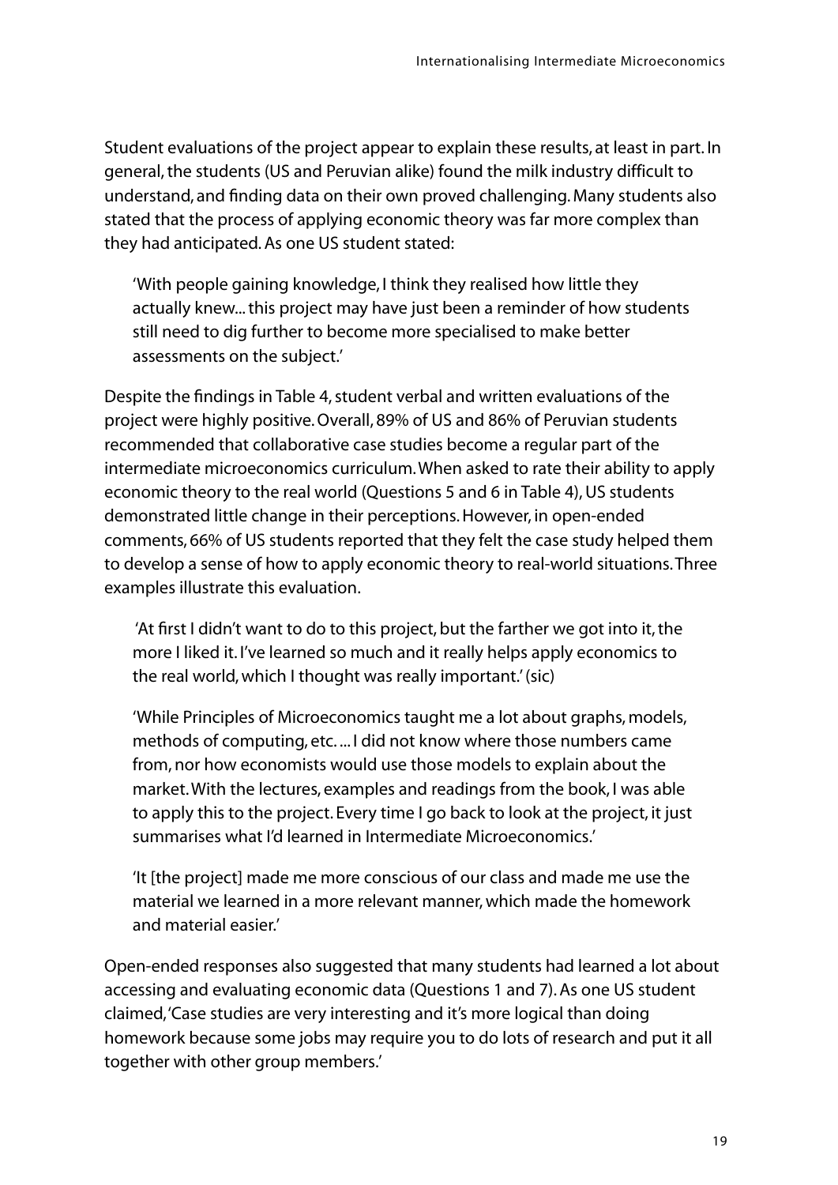Student evaluations of the project appear to explain these results, at least in part. In general, the students (US and Peruvian alike) found the milk industry difficult to understand, and finding data on their own proved challenging. Many students also stated that the process of applying economic theory was far more complex than they had anticipated. As one US student stated:

> 'With people gaining knowledge, I think they realised how little they actually knew... this project may have just been a reminder of how students still need to dig further to become more specialised to make better assessments on the subject.'

Despite the findings in Table 4, student verbal and written evaluations of the project were highly positive. Overall, 89% of US and 86% of Peruvian students recommended that collaborative case studies become a regular part of the intermediate microeconomics curriculum. When asked to rate their ability to apply economic theory to the real world (Questions 5 and 6 in Table 4), US students demonstrated little change in their perceptions. However, in open-ended comments, 66% of US students reported that they felt the case study helped them to develop a sense of how to apply economic theory to real-world situations. Three examples illustrate this evaluation.

> 'At first I didn't want to do to this project, but the farther we got into it, the more I liked it. I've learned so much and it really helps apply economics to the real world, which I thought was really important.' (sic)

> 'While Principles of Microeconomics taught me a lot about graphs, models, methods of computing, etc. ... I did not know where those numbers came from, nor how economists would use those models to explain about the market. With the lectures, examples and readings from the book, I was able to apply this to the project. Every time I go back to look at the project, it just summarises what I'd learned in Intermediate Microeconomics.'

> 'It [the project] made me more conscious of our class and made me use the material we learned in a more relevant manner, which made the homework and material easier.'

Open-ended responses also suggested that many students had learned a lot about accessing and evaluating economic data (Questions 1 and 7). As one US student claimed, 'Case studies are very interesting and it's more logical than doing homework because some jobs may require you to do lots of research and put it all together with other group members.'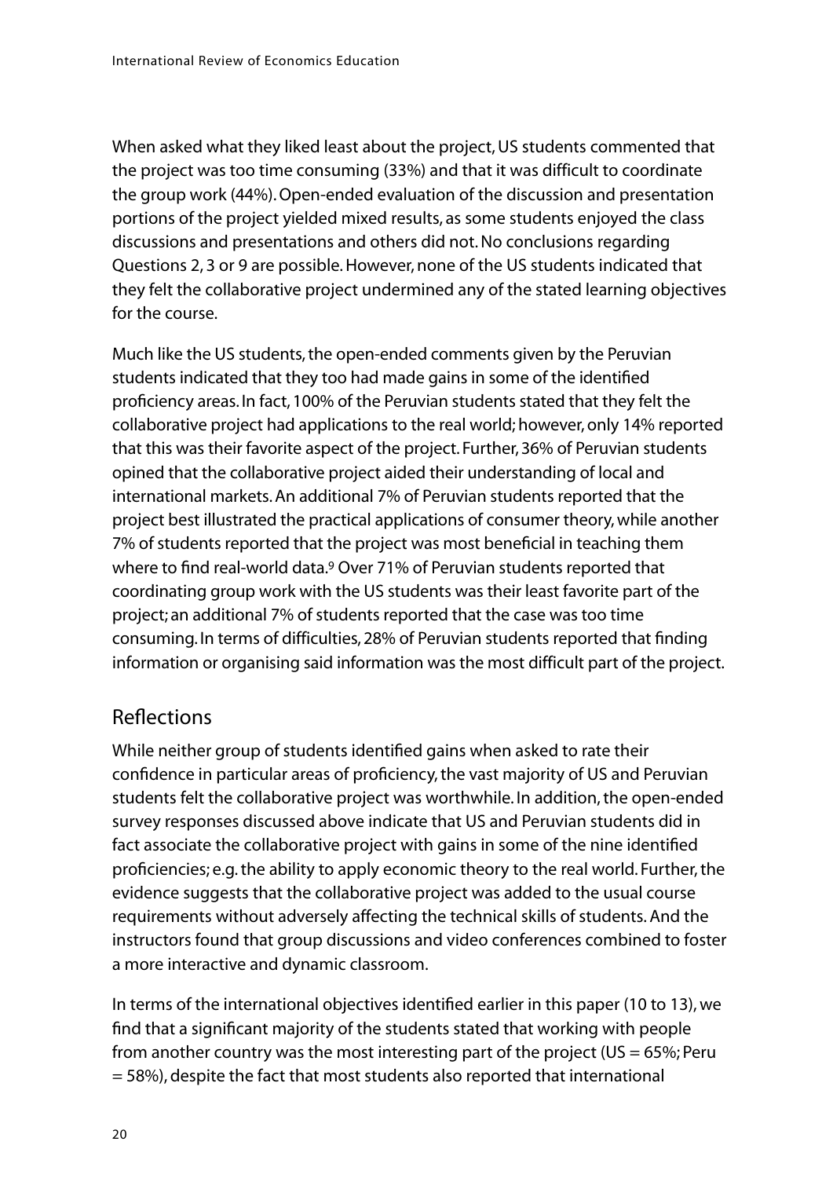When asked what they liked least about the project, US students commented that the project was too time consuming (33%) and that it was difficult to coordinate the group work (44%). Open-ended evaluation of the discussion and presentation portions of the project yielded mixed results, as some students enjoyed the class discussions and presentations and others did not. No conclusions regarding Questions 2, 3 or 9 are possible. However, none of the US students indicated that they felt the collaborative project undermined any of the stated learning objectives for the course.

Much like the US students, the open-ended comments given by the Peruvian students indicated that they too had made gains in some of the identified proficiency areas. In fact, 100% of the Peruvian students stated that they felt the collaborative project had applications to the real world; however, only 14% reported that this was their favorite aspect of the project. Further, 36% of Peruvian students opined that the collaborative project aided their understanding of local and international markets. An additional 7% of Peruvian students reported that the project best illustrated the practical applications of consumer theory, while another 7% of students reported that the project was most beneficial in teaching them where to find real-world data.[9] Over 71% of Peruvian students reported that coordinating group work with the US students was their least favorite part of the project; an additional 7% of students reported that the case was too time consuming. In terms of difficulties, 28% of Peruvian students reported that finding information or organising said information was the most difficult part of the project.

## Reflections

While neither group of students identified gains when asked to rate their confidence in particular areas of proficiency, the vast majority of US and Peruvian students felt the collaborative project was worthwhile. In addition, the open-ended survey responses discussed above indicate that US and Peruvian students did in fact associate the collaborative project with gains in some of the nine identified proficiencies; e.g. the ability to apply economic theory to the real world. Further, the evidence suggests that the collaborative project was added to the usual course requirements without adversely affecting the technical skills of students. And the instructors found that group discussions and video conferences combined to foster a more interactive and dynamic classroom.

In terms of the international objectives identified earlier in this paper (10 to 13), we find that a significant majority of the students stated that working with people from another country was the most interesting part of the project (US = 65%; Peru = 58%), despite the fact that most students also reported that international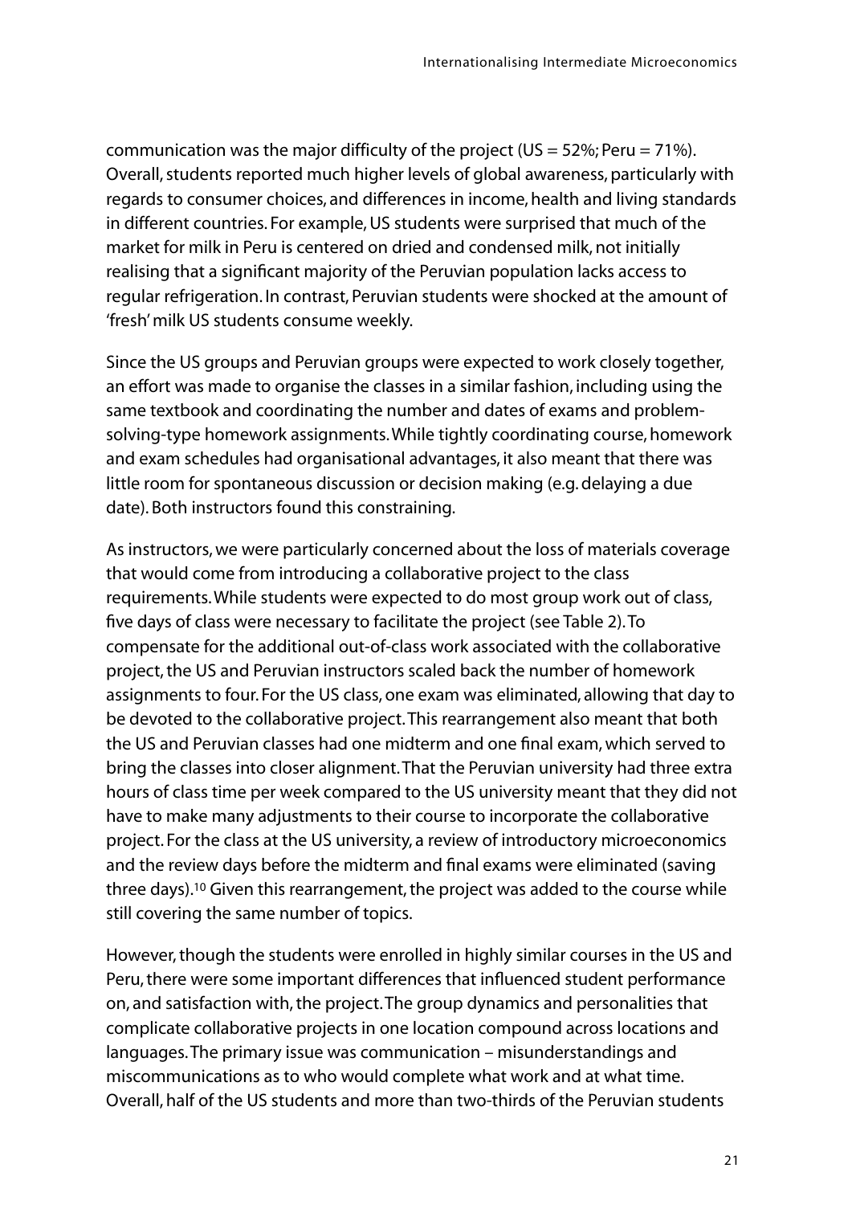communication was the major difficulty of the project (US = 52%; Peru = 71%). Overall, students reported much higher levels of global awareness, particularly with regards to consumer choices, and differences in income, health and living standards in different countries. For example, US students were surprised that much of the market for milk in Peru is centered on dried and condensed milk, not initially realising that a significant majority of the Peruvian population lacks access to regular refrigeration. In contrast, Peruvian students were shocked at the amount of 'fresh' milk US students consume weekly.

Since the US groups and Peruvian groups were expected to work closely together, an effort was made to organise the classes in a similar fashion, including using the same textbook and coordinating the number and dates of exams and problem-solving-type homework assignments. While tightly coordinating course, homework and exam schedules had organisational advantages, it also meant that there was little room for spontaneous discussion or decision making (e.g. delaying a due date). Both instructors found this constraining.

As instructors, we were particularly concerned about the loss of materials coverage that would come from introducing a collaborative project to the class requirements. While students were expected to do most group work out of class, five days of class were necessary to facilitate the project (see Table 2). To compensate for the additional out-of-class work associated with the collaborative project, the US and Peruvian instructors scaled back the number of homework assignments to four. For the US class, one exam was eliminated, allowing that day to be devoted to the collaborative project. This rearrangement also meant that both the US and Peruvian classes had one midterm and one final exam, which served to bring the classes into closer alignment. That the Peruvian university had three extra hours of class time per week compared to the US university meant that they did not have to make many adjustments to their course to incorporate the collaborative project. For the class at the US university, a review of introductory microeconomics and the review days before the midterm and final exams were eliminated (saving three days).[10] Given this rearrangement, the project was added to the course while still covering the same number of topics.

However, though the students were enrolled in highly similar courses in the US and Peru, there were some important differences that influenced student performance on, and satisfaction with, the project. The group dynamics and personalities that complicate collaborative projects in one location compound across locations and languages. The primary issue was communication – misunderstandings and miscommunications as to who would complete what work and at what time. Overall, half of the US students and more than two-thirds of the Peruvian students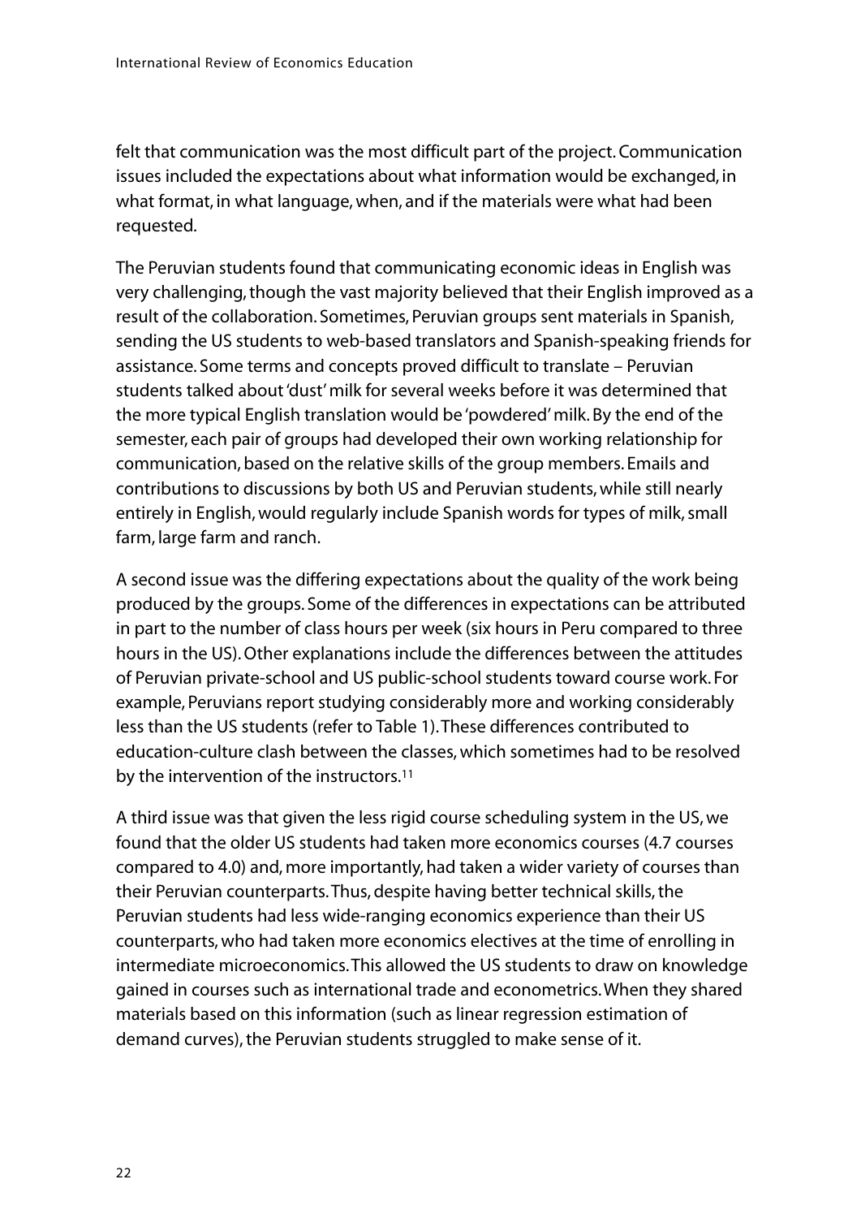felt that communication was the most difficult part of the project. Communication issues included the expectations about what information would be exchanged, in what format, in what language, when, and if the materials were what had been requested.

The Peruvian students found that communicating economic ideas in English was very challenging, though the vast majority believed that their English improved as a result of the collaboration. Sometimes, Peruvian groups sent materials in Spanish, sending the US students to web-based translators and Spanish-speaking friends for assistance. Some terms and concepts proved difficult to translate – Peruvian students talked about 'dust' milk for several weeks before it was determined that the more typical English translation would be 'powdered' milk. By the end of the semester, each pair of groups had developed their own working relationship for communication, based on the relative skills of the group members. Emails and contributions to discussions by both US and Peruvian students, while still nearly entirely in English, would regularly include Spanish words for types of milk, small farm, large farm and ranch.

A second issue was the differing expectations about the quality of the work being produced by the groups. Some of the differences in expectations can be attributed in part to the number of class hours per week (six hours in Peru compared to three hours in the US). Other explanations include the differences between the attitudes of Peruvian private-school and US public-school students toward course work. For example, Peruvians report studying considerably more and working considerably less than the US students (refer to Table 1). These differences contributed to education-culture clash between the classes, which sometimes had to be resolved by the intervention of the instructors.[11]

A third issue was that given the less rigid course scheduling system in the US, we found that the older US students had taken more economics courses (4.7 courses compared to 4.0) and, more importantly, had taken a wider variety of courses than their Peruvian counterparts. Thus, despite having better technical skills, the Peruvian students had less wide-ranging economics experience than their US counterparts, who had taken more economics electives at the time of enrolling in intermediate microeconomics. This allowed the US students to draw on knowledge gained in courses such as international trade and econometrics. When they shared materials based on this information (such as linear regression estimation of demand curves), the Peruvian students struggled to make sense of it.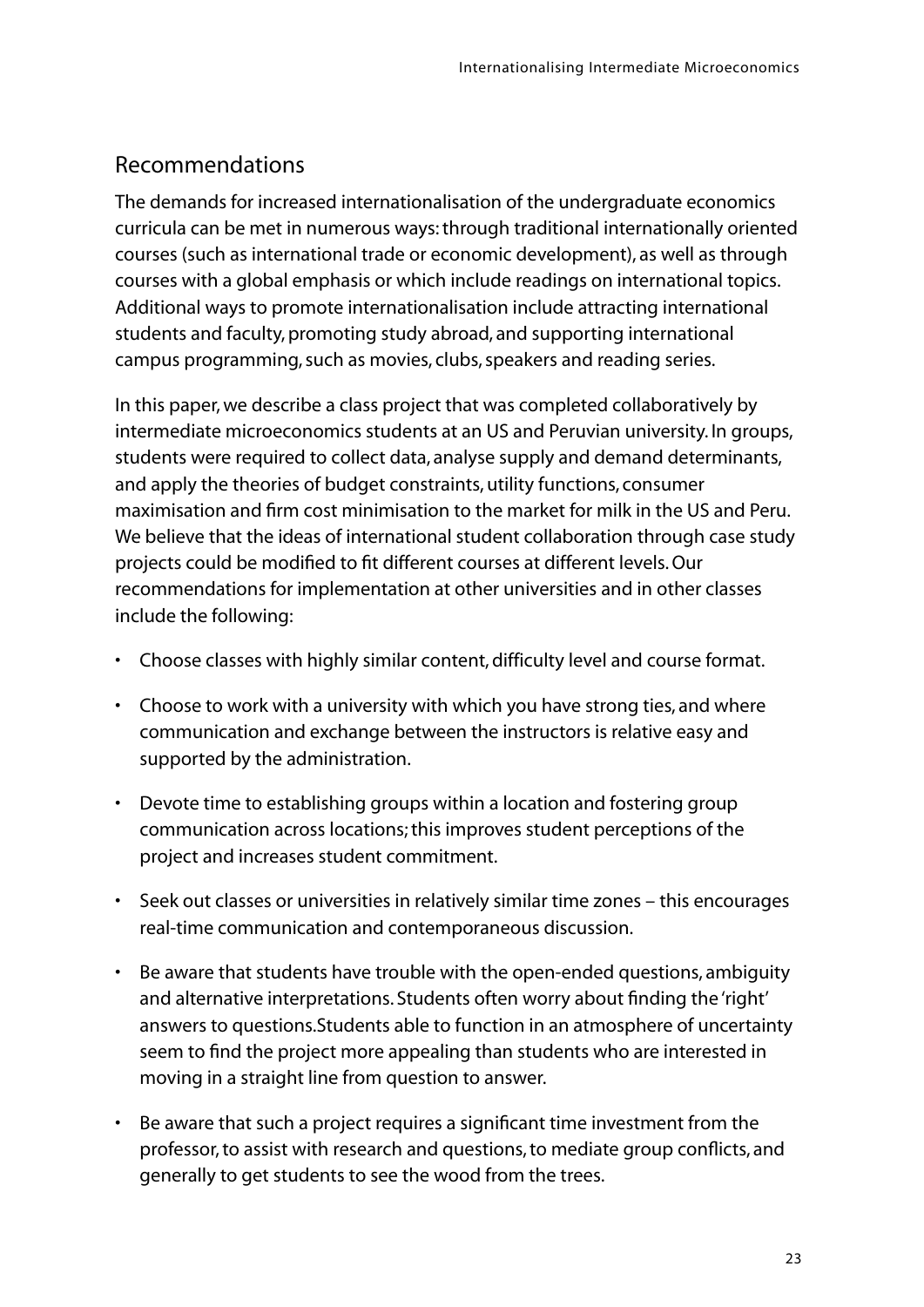## Recommendations

The demands for increased internationalisation of the undergraduate economics curricula can be met in numerous ways: through traditional internationally oriented courses (such as international trade or economic development), as well as through courses with a global emphasis or which include readings on international topics. Additional ways to promote internationalisation include attracting international students and faculty, promoting study abroad, and supporting international campus programming, such as movies, clubs, speakers and reading series.

In this paper, we describe a class project that was completed collaboratively by intermediate microeconomics students at an US and Peruvian university. In groups, students were required to collect data, analyse supply and demand determinants, and apply the theories of budget constraints, utility functions, consumer maximisation and firm cost minimisation to the market for milk in the US and Peru. We believe that the ideas of international student collaboration through case study projects could be modified to fit different courses at different levels. Our recommendations for implementation at other universities and in other classes include the following:

- Choose classes with highly similar content, difficulty level and course format.
- Choose to work with a university with which you have strong ties, and where communication and exchange between the instructors is relative easy and supported by the administration.
- Devote time to establishing groups within a location and fostering group communication across locations; this improves student perceptions of the project and increases student commitment.
- Seek out classes or universities in relatively similar time zones – this encourages real-time communication and contemporaneous discussion.
- Be aware that students have trouble with the open-ended questions, ambiguity and alternative interpretations. Students often worry about finding the 'right' answers to questions.Students able to function in an atmosphere of uncertainty seem to find the project more appealing than students who are interested in moving in a straight line from question to answer.
- Be aware that such a project requires a significant time investment from the professor, to assist with research and questions, to mediate group conflicts, and generally to get students to see the wood from the trees.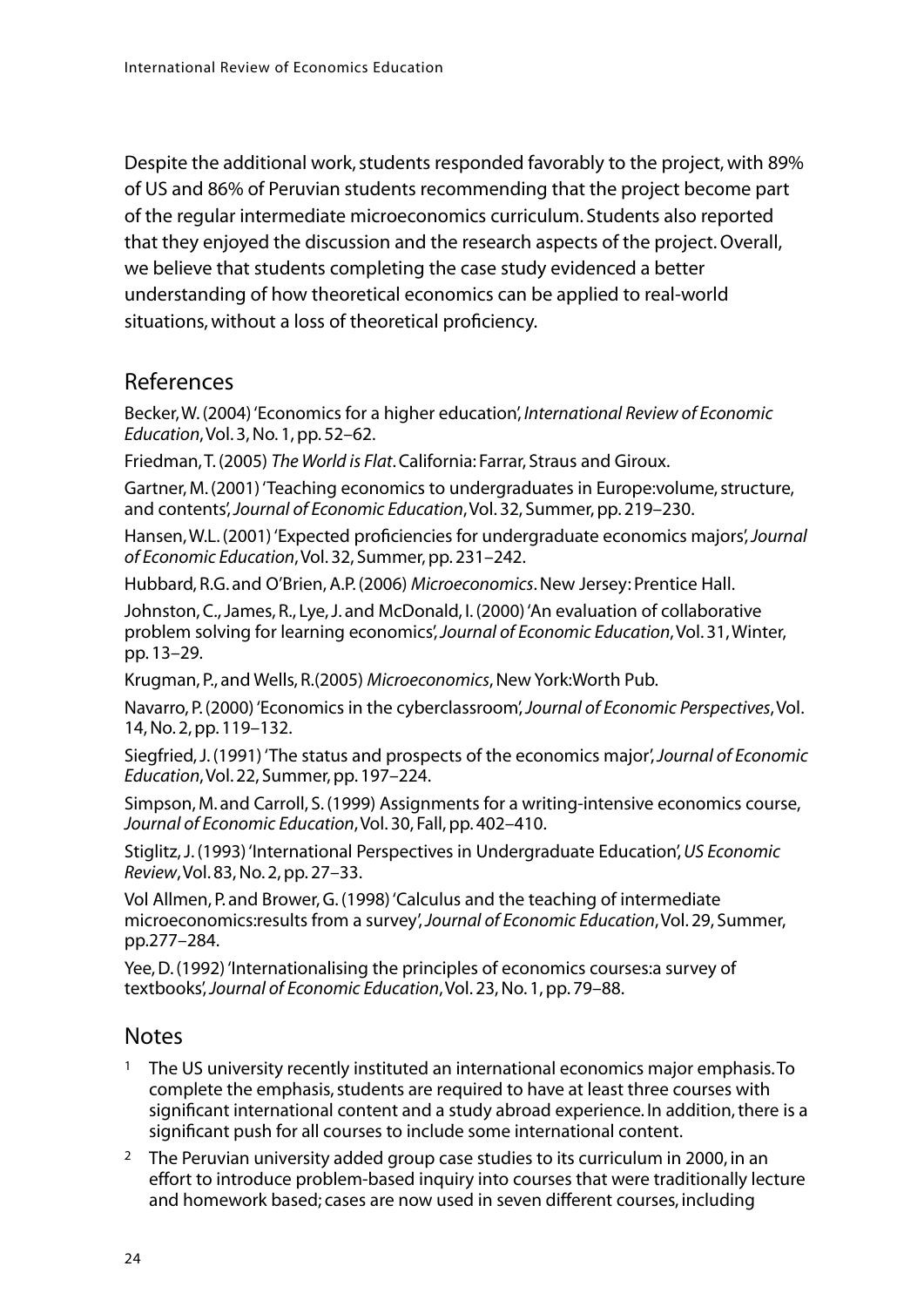Despite the additional work, students responded favorably to the project, with 89% of US and 86% of Peruvian students recommending that the project become part of the regular intermediate microeconomics curriculum. Students also reported that they enjoyed the discussion and the research aspects of the project. Overall, we believe that students completing the case study evidenced a better understanding of how theoretical economics can be applied to real-world situations, without a loss of theoretical proficiency.

## References

Becker, W. (2004) 'Economics for a higher education', *International Review of Economic Education*, Vol. 3, No. 1, pp. 52–62.

Friedman, T. (2005) *The World is Flat*. California: Farrar, Straus and Giroux.

Gartner, M. (2001) 'Teaching economics to undergraduates in Europe:volume, structure, and contents', *Journal of Economic Education*, Vol. 32, Summer, pp. 219–230.

Hansen, W.L. (2001) 'Expected proficiencies for undergraduate economics majors', *Journal of Economic Education*, Vol. 32, Summer, pp. 231–242.

Hubbard, R.G. and O'Brien, A.P. (2006) *Microeconomics*. New Jersey: Prentice Hall.

Johnston, C., James, R., Lye, J. and McDonald, I. (2000) 'An evaluation of collaborative problem solving for learning economics', *Journal of Economic Education*, Vol. 31, Winter, pp. 13–29.

Krugman, P., and Wells, R.(2005) *Microeconomics*, New York:Worth Pub.

Navarro, P. (2000) 'Economics in the cyberclassroom', *Journal of Economic Perspectives*, Vol. 14, No. 2, pp. 119–132.

Siegfried, J. (1991) 'The status and prospects of the economics major', *Journal of Economic Education*, Vol. 22, Summer, pp. 197–224.

Simpson, M. and Carroll, S. (1999) Assignments for a writing-intensive economics course, *Journal of Economic Education*, Vol. 30, Fall, pp. 402–410.

Stiglitz, J. (1993) 'International Perspectives in Undergraduate Education', *US Economic Review*, Vol. 83, No. 2, pp. 27–33.

Vol Allmen, P. and Brower, G. (1998) 'Calculus and the teaching of intermediate microeconomics:results from a survey', *Journal of Economic Education*, Vol. 29, Summer, pp.277–284.

Yee, D. (1992) 'Internationalising the principles of economics courses:a survey of textbooks', *Journal of Economic Education*, Vol. 23, No. 1, pp. 79–88.

## Notes

1. The US university recently instituted an international economics major emphasis. To complete the emphasis, students are required to have at least three courses with significant international content and a study abroad experience. In addition, there is a significant push for all courses to include some international content.
2. The Peruvian university added group case studies to its curriculum in 2000, in an effort to introduce problem-based inquiry into courses that were traditionally lecture and homework based; cases are now used in seven different courses, including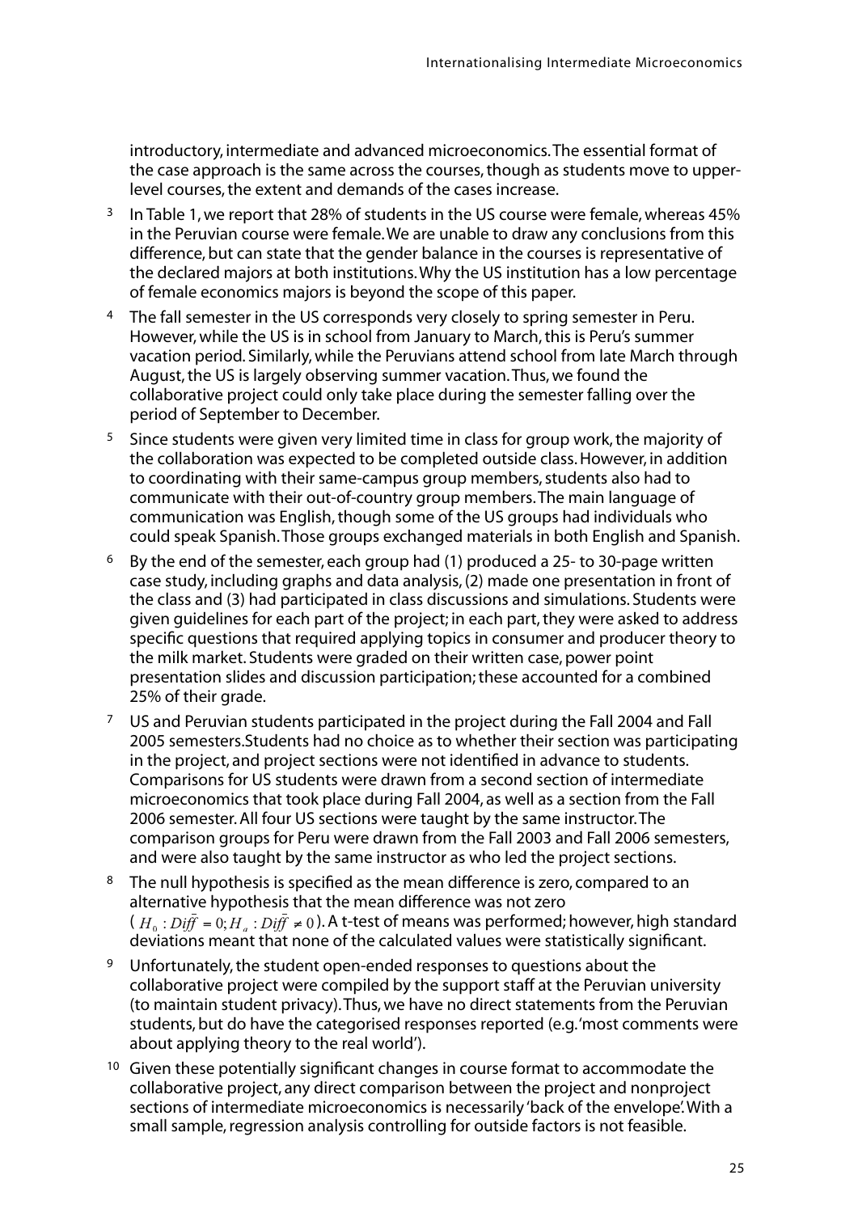introductory, intermediate and advanced microeconomics. The essential format of the case approach is the same across the courses, though as students move to upper-level courses, the extent and demands of the cases increase.

3 In Table 1, we report that 28% of students in the US course were female, whereas 45% in the Peruvian course were female. We are unable to draw any conclusions from this difference, but can state that the gender balance in the courses is representative of the declared majors at both institutions. Why the US institution has a low percentage of female economics majors is beyond the scope of this paper.

4 The fall semester in the US corresponds very closely to spring semester in Peru. However, while the US is in school from January to March, this is Peru's summer vacation period. Similarly, while the Peruvians attend school from late March through August, the US is largely observing summer vacation. Thus, we found the collaborative project could only take place during the semester falling over the period of September to December.

5 Since students were given very limited time in class for group work, the majority of the collaboration was expected to be completed outside class. However, in addition to coordinating with their same-campus group members, students also had to communicate with their out-of-country group members. The main language of communication was English, though some of the US groups had individuals who could speak Spanish. Those groups exchanged materials in both English and Spanish.

6 By the end of the semester, each group had (1) produced a 25- to 30-page written case study, including graphs and data analysis, (2) made one presentation in front of the class and (3) had participated in class discussions and simulations. Students were given guidelines for each part of the project; in each part, they were asked to address specific questions that required applying topics in consumer and producer theory to the milk market. Students were graded on their written case, power point presentation slides and discussion participation; these accounted for a combined 25% of their grade.

7 US and Peruvian students participated in the project during the Fall 2004 and Fall 2005 semesters. Students had no choice as to whether their section was participating in the project, and project sections were not identified in advance to students. Comparisons for US students were drawn from a second section of intermediate microeconomics that took place during Fall 2004, as well as a section from the Fall 2006 semester. All four US sections were taught by the same instructor. The comparison groups for Peru were drawn from the Fall 2003 and Fall 2006 semesters, and were also taught by the same instructor as who led the project sections.

8 The null hypothesis is specified as the mean difference is zero, compared to an alternative hypothesis that the mean difference was not zero ($H_0 : \bar{Diff} = 0; H_a : \bar{Diff} \neq 0$). A t-test of means was performed; however, high standard deviations meant that none of the calculated values were statistically significant.

9 Unfortunately, the student open-ended responses to questions about the collaborative project were compiled by the support staff at the Peruvian university (to maintain student privacy). Thus, we have no direct statements from the Peruvian students, but do have the categorised responses reported (e.g. 'most comments were about applying theory to the real world').

10 Given these potentially significant changes in course format to accommodate the collaborative project, any direct comparison between the project and nonproject sections of intermediate microeconomics is necessarily 'back of the envelope'. With a small sample, regression analysis controlling for outside factors is not feasible.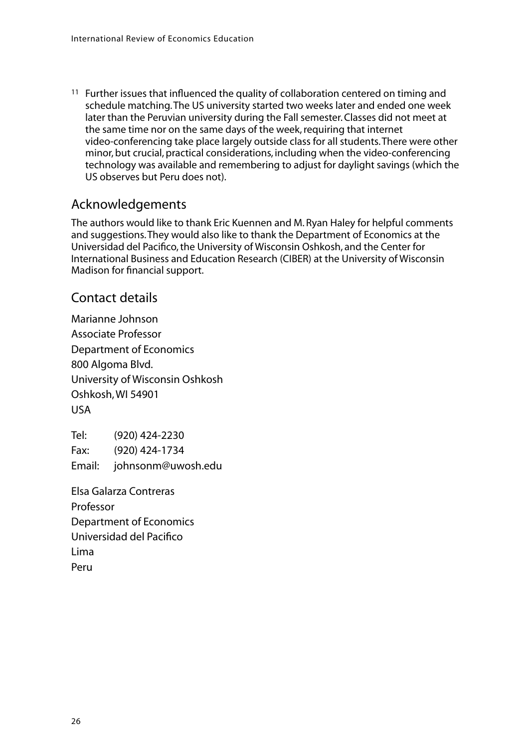[11] Further issues that influenced the quality of collaboration centered on timing and schedule matching. The US university started two weeks later and ended one week later than the Peruvian university during the Fall semester. Classes did not meet at the same time nor on the same days of the week, requiring that internet video-conferencing take place largely outside class for all students. There were other minor, but crucial, practical considerations, including when the video-conferencing technology was available and remembering to adjust for daylight savings (which the US observes but Peru does not).

## Acknowledgements

The authors would like to thank Eric Kuennen and M. Ryan Haley for helpful comments and suggestions. They would also like to thank the Department of Economics at the Universidad del Pacifico, the University of Wisconsin Oshkosh, and the Center for International Business and Education Research (CIBER) at the University of Wisconsin Madison for financial support.

## Contact details

Marianne Johnson
Associate Professor
Department of Economics
800 Algoma Blvd.
University of Wisconsin Oshkosh
Oshkosh, WI 54901
USA

Tel: (920) 424-2230
Fax: (920) 424-1734
Email: johnsonm@uwosh.edu

Elsa Galarza Contreras
Professor
Department of Economics
Universidad del Pacifico
Lima
Peru